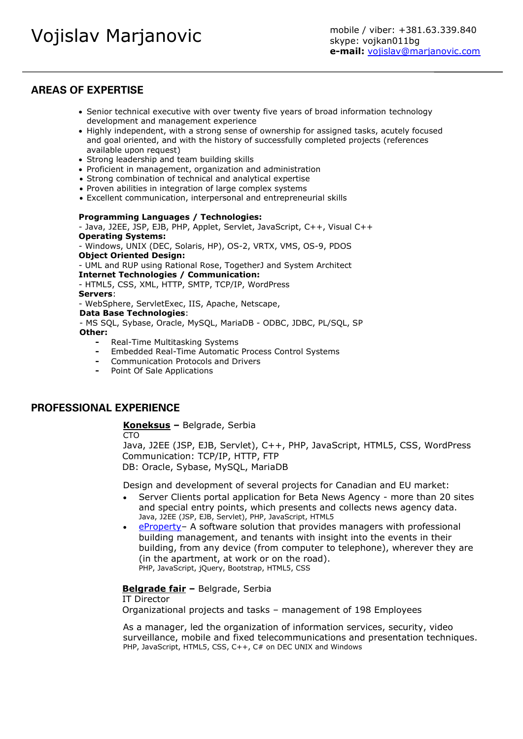# Vojislav Marjanovic

mobile / viber: +381.63.339.840
skype: vojkan011bg
**e-mail:** vojislav@marjanovic.com

---

## AREAS OF EXPERTISE

- Senior technical executive with over twenty five years of broad information technology development and management experience
- Highly independent, with a strong sense of ownership for assigned tasks, acutely focused and goal oriented, and with the history of successfully completed projects (references available upon request)
- Strong leadership and team building skills
- Proficient in management, organization and administration
- Strong combination of technical and analytical expertise
- Proven abilities in integration of large complex systems
- Excellent communication, interpersonal and entrepreneurial skills

**Programming Languages / Technologies:**
- Java, J2EE, JSP, EJB, PHP, Applet, Servlet, JavaScript, C++, Visual C++

**Operating Systems:**
- Windows, UNIX (DEC, Solaris, HP), OS-2, VRTX, VMS, OS-9, PDOS

**Object Oriented Design:**
- UML and RUP using Rational Rose, TogetherJ and System Architect

**Internet Technologies / Communication:**
- HTML5, CSS, XML, HTTP, SMTP, TCP/IP, WordPress

**Servers**:
- WebSphere, ServletExec, IIS, Apache, Netscape,

**Data Base Technologies**:
- MS SQL, Sybase, Oracle, MySQL, MariaDB - ODBC, JDBC, PL/SQL, SP

**Other:**
- Real-Time Multitasking Systems
- Embedded Real-Time Automatic Process Control Systems
- Communication Protocols and Drivers
- Point Of Sale Applications

## PROFESSIONAL EXPERIENCE

**Koneksus –** Belgrade, Serbia
CTO
Java, J2EE (JSP, EJB, Servlet), C++, PHP, JavaScript, HTML5, CSS, WordPress
Communication: TCP/IP, HTTP, FTP
DB: Oracle, Sybase, MySQL, MariaDB

Design and development of several projects for Canadian and EU market:

- Server Clients portal application for Beta News Agency - more than 20 sites and special entry points, which presents and collects news agency data.
  Java, J2EE (JSP, EJB, Servlet), PHP, JavaScript, HTML5
- ePropertyâ A software solution that provides managers with professional building management, and tenants with insight into the events in their building, from any device (from computer to telephone), wherever they are (in the apartment, at work or on the road).
  PHP, JavaScript, jQuery, Bootstrap, HTML5, CSS

**Belgrade fair –** Belgrade, Serbia
IT Director
Organizational projects and tasks – management of 198 Employees

As a manager, led the organization of information services, security, video surveillance, mobile and fixed telecommunications and presentation techniques.
PHP, JavaScript, HTML5, CSS, C++, C# on DEC UNIX and Windows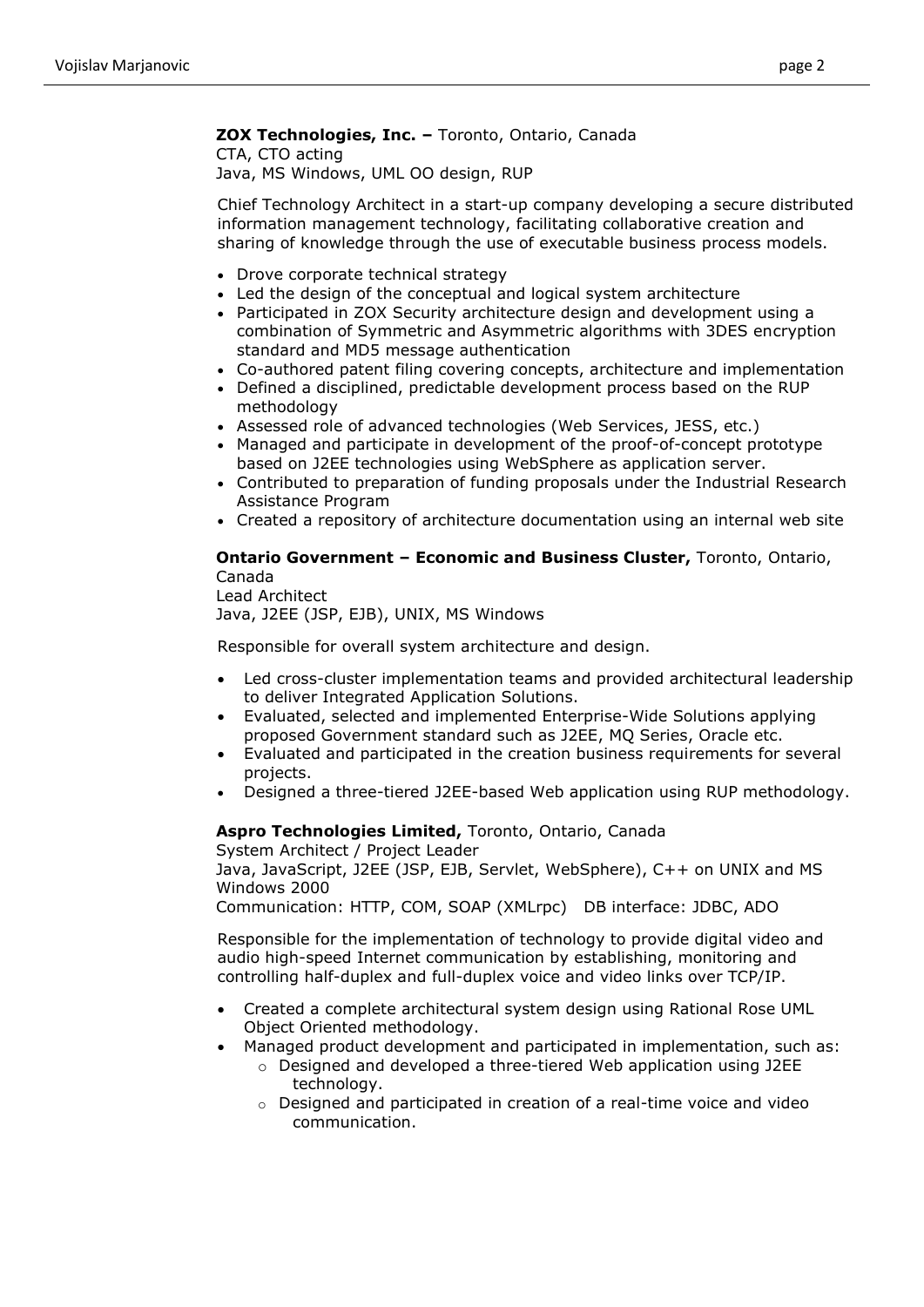**ZOX Technologies, Inc. –** Toronto, Ontario, Canada
CTA, CTO acting
Java, MS Windows, UML OO design, RUP

Chief Technology Architect in a start-up company developing a secure distributed information management technology, facilitating collaborative creation and sharing of knowledge through the use of executable business process models.

- Drove corporate technical strategy
- Led the design of the conceptual and logical system architecture
- Participated in ZOX Security architecture design and development using a combination of Symmetric and Asymmetric algorithms with 3DES encryption standard and MD5 message authentication
- Co-authored patent filing covering concepts, architecture and implementation
- Defined a disciplined, predictable development process based on the RUP methodology
- Assessed role of advanced technologies (Web Services, JESS, etc.)
- Managed and participate in development of the proof-of-concept prototype based on J2EE technologies using WebSphere as application server.
- Contributed to preparation of funding proposals under the Industrial Research Assistance Program
- Created a repository of architecture documentation using an internal web site

**Ontario Government – Economic and Business Cluster,** Toronto, Ontario, Canada
Lead Architect
Java, J2EE (JSP, EJB), UNIX, MS Windows

Responsible for overall system architecture and design.

- Led cross-cluster implementation teams and provided architectural leadership to deliver Integrated Application Solutions.
- Evaluated, selected and implemented Enterprise-Wide Solutions applying proposed Government standard such as J2EE, MQ Series, Oracle etc.
- Evaluated and participated in the creation business requirements for several projects.
- Designed a three-tiered J2EE-based Web application using RUP methodology.

**Aspro Technologies Limited,** Toronto, Ontario, Canada
System Architect / Project Leader
Java, JavaScript, J2EE (JSP, EJB, Servlet, WebSphere), C++ on UNIX and MS Windows 2000
Communication: HTTP, COM, SOAP (XMLrpc) DB interface: JDBC, ADO

Responsible for the implementation of technology to provide digital video and audio high-speed Internet communication by establishing, monitoring and controlling half-duplex and full-duplex voice and video links over TCP/IP.

- Created a complete architectural system design using Rational Rose UML Object Oriented methodology.
- Managed product development and participated in implementation, such as:
  - Designed and developed a three-tiered Web application using J2EE technology.
  - Designed and participated in creation of a real-time voice and video communication.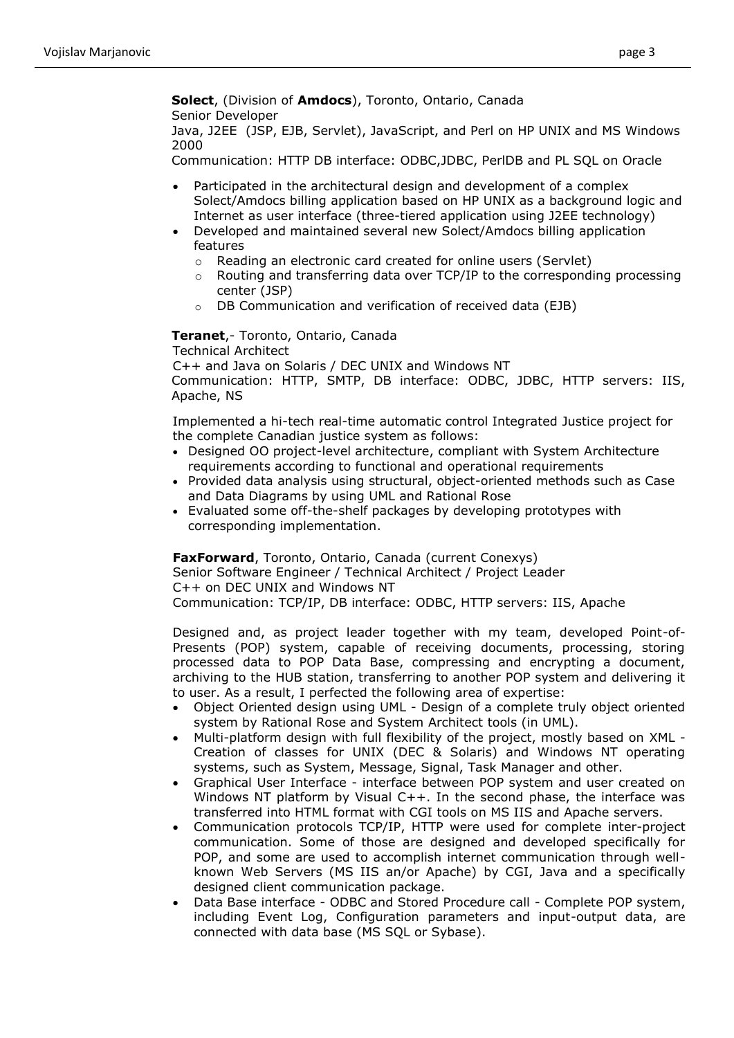**Solect**, (Division of **Amdocs**), Toronto, Ontario, Canada
Senior Developer
Java, J2EE (JSP, EJB, Servlet), JavaScript, and Perl on HP UNIX and MS Windows 2000
Communication: HTTP DB interface: ODBC,JDBC, PerlDB and PL SQL on Oracle

- Participated in the architectural design and development of a complex Solect/Amdocs billing application based on HP UNIX as a background logic and Internet as user interface (three-tiered application using J2EE technology)
- Developed and maintained several new Solect/Amdocs billing application features
  - Reading an electronic card created for online users (Servlet)
  - Routing and transferring data over TCP/IP to the corresponding processing center (JSP)
  - DB Communication and verification of received data (EJB)

**Teranet**,- Toronto, Ontario, Canada
Technical Architect
C++ and Java on Solaris / DEC UNIX and Windows NT
Communication: HTTP, SMTP, DB interface: ODBC, JDBC, HTTP servers: IIS, Apache, NS

Implemented a hi-tech real-time automatic control Integrated Justice project for the complete Canadian justice system as follows:

- Designed OO project-level architecture, compliant with System Architecture requirements according to functional and operational requirements
- Provided data analysis using structural, object-oriented methods such as Case and Data Diagrams by using UML and Rational Rose
- Evaluated some off-the-shelf packages by developing prototypes with corresponding implementation.

**FaxForward**, Toronto, Ontario, Canada (current Conexys)
Senior Software Engineer / Technical Architect / Project Leader
C++ on DEC UNIX and Windows NT
Communication: TCP/IP, DB interface: ODBC, HTTP servers: IIS, Apache

Designed and, as project leader together with my team, developed Point-of-Presents (POP) system, capable of receiving documents, processing, storing processed data to POP Data Base, compressing and encrypting a document, archiving to the HUB station, transferring to another POP system and delivering it to user. As a result, I perfected the following area of expertise:

- Object Oriented design using UML - Design of a complete truly object oriented system by Rational Rose and System Architect tools (in UML).
- Multi-platform design with full flexibility of the project, mostly based on XML - Creation of classes for UNIX (DEC & Solaris) and Windows NT operating systems, such as System, Message, Signal, Task Manager and other.
- Graphical User Interface - interface between POP system and user created on Windows NT platform by Visual C++. In the second phase, the interface was transferred into HTML format with CGI tools on MS IIS and Apache servers.
- Communication protocols TCP/IP, HTTP were used for complete inter-project communication. Some of those are designed and developed specifically for POP, and some are used to accomplish internet communication through well-known Web Servers (MS IIS an/or Apache) by CGI, Java and a specifically designed client communication package.
- Data Base interface - ODBC and Stored Procedure call - Complete POP system, including Event Log, Configuration parameters and input-output data, are connected with data base (MS SQL or Sybase).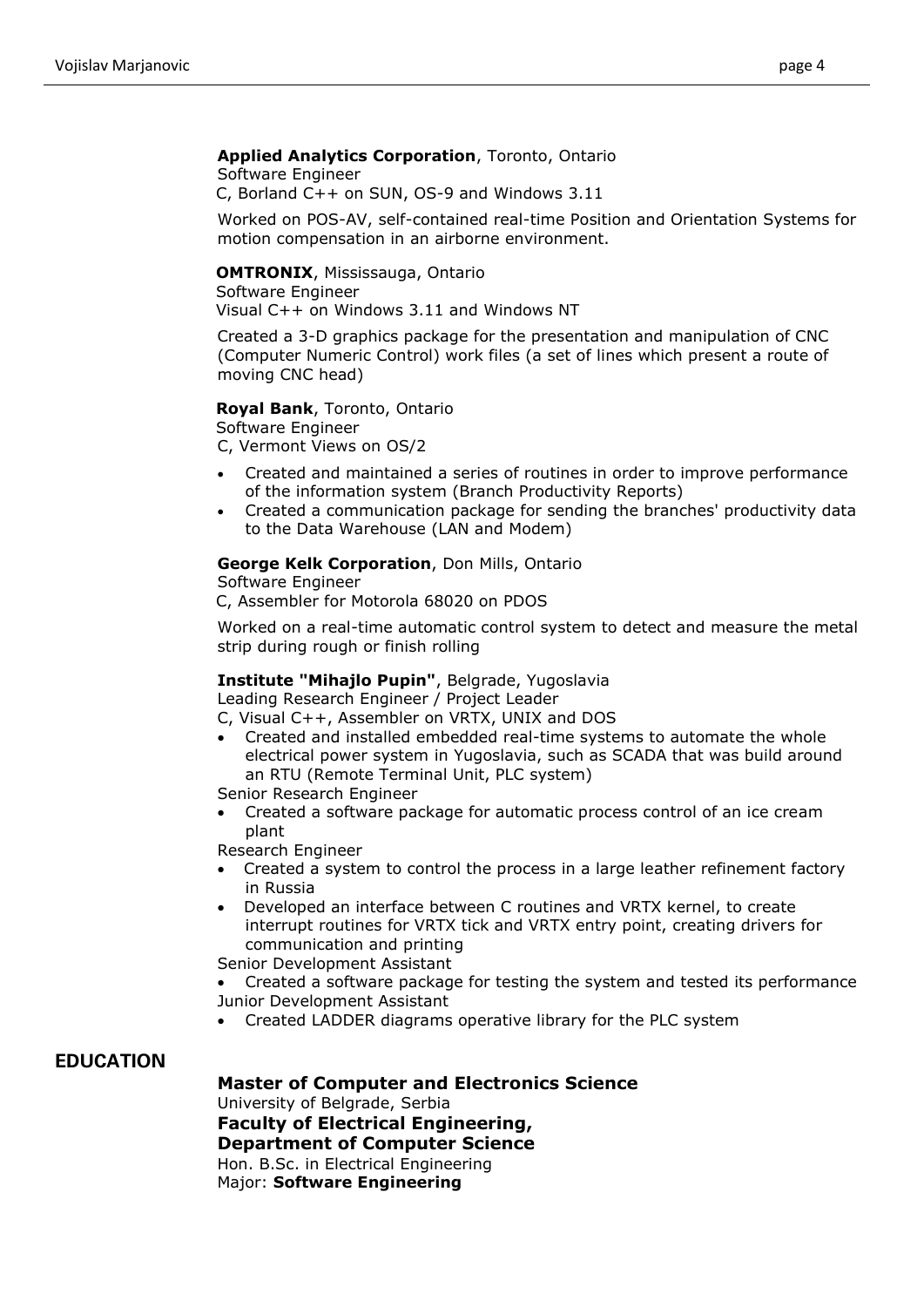**Applied Analytics Corporation**, Toronto, Ontario
Software Engineer
C, Borland C++ on SUN, OS-9 and Windows 3.11

Worked on POS-AV, self-contained real-time Position and Orientation Systems for motion compensation in an airborne environment.

**OMTRONIX**, Mississauga, Ontario
Software Engineer
Visual C++ on Windows 3.11 and Windows NT

Created a 3-D graphics package for the presentation and manipulation of CNC (Computer Numeric Control) work files (a set of lines which present a route of moving CNC head)

**Royal Bank**, Toronto, Ontario
Software Engineer
C, Vermont Views on OS/2

- Created and maintained a series of routines in order to improve performance of the information system (Branch Productivity Reports)
- Created a communication package for sending the branches' productivity data to the Data Warehouse (LAN and Modem)

**George Kelk Corporation**, Don Mills, Ontario
Software Engineer
C, Assembler for Motorola 68020 on PDOS

Worked on a real-time automatic control system to detect and measure the metal strip during rough or finish rolling

**Institute "Mihajlo Pupin"**, Belgrade, Yugoslavia
Leading Research Engineer / Project Leader
C, Visual C++, Assembler on VRTX, UNIX and DOS

- Created and installed embedded real-time systems to automate the whole electrical power system in Yugoslavia, such as SCADA that was build around an RTU (Remote Terminal Unit, PLC system)

Senior Research Engineer

- Created a software package for automatic process control of an ice cream plant

Research Engineer

- Created a system to control the process in a large leather refinement factory in Russia
- Developed an interface between C routines and VRTX kernel, to create interrupt routines for VRTX tick and VRTX entry point, creating drivers for communication and printing

Senior Development Assistant

- Created a software package for testing the system and tested its performance

Junior Development Assistant

- Created LADDER diagrams operative library for the PLC system

## EDUCATION

**Master of Computer and Electronics Science**
University of Belgrade, Serbia
**Faculty of Electrical Engineering,**
**Department of Computer Science**
Hon. B.Sc. in Electrical Engineering
Major: **Software Engineering**